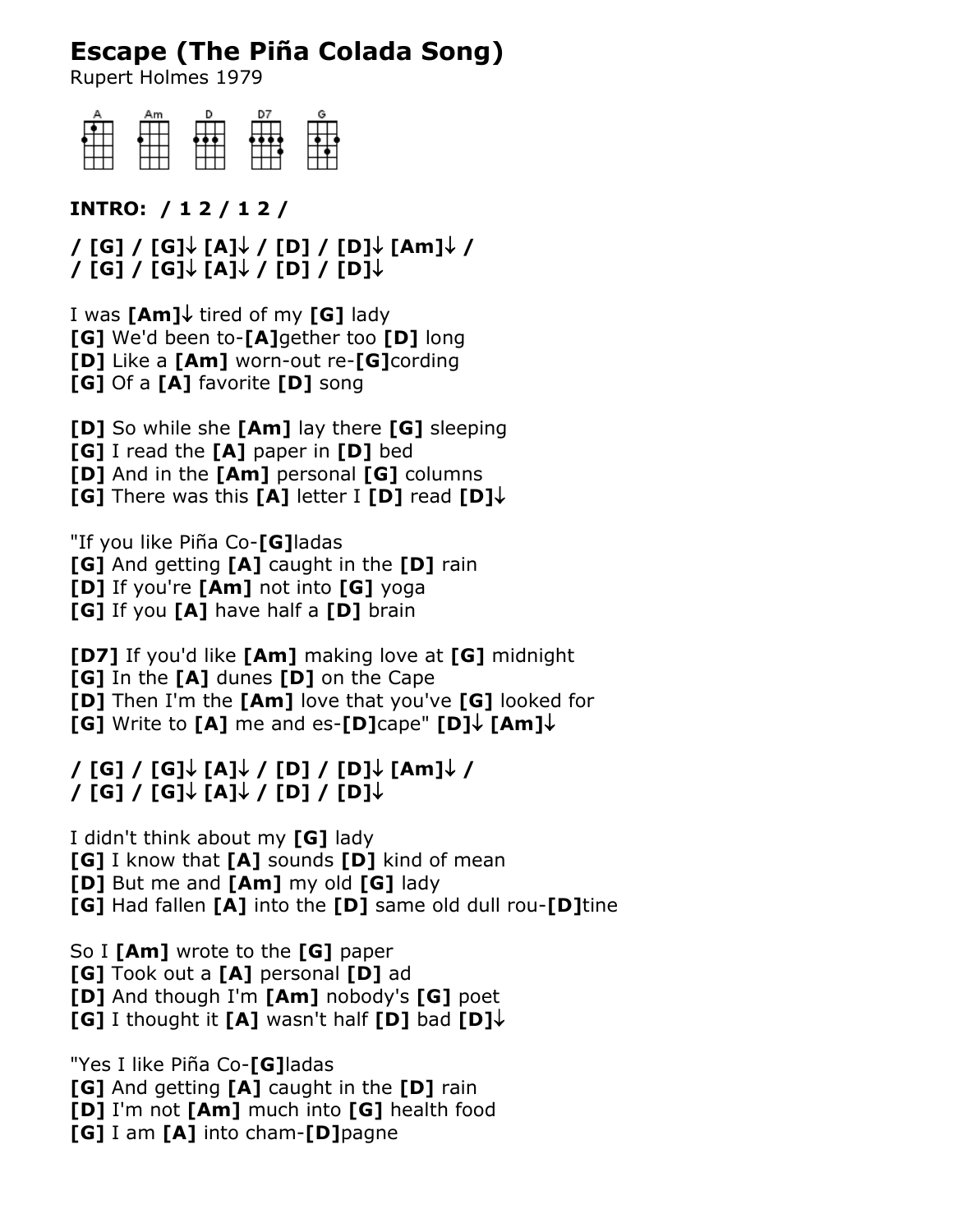# Escape (The Piña Colada Song)

Rupert Holmes 1979

A Am D D7 G

**INTRO: / 1 2 / 1 2 /**

**/ [G] / [G]↓ [A]↓ / [D] / [D]↓ [Am]↓ /**
**/ [G] / [G]↓ [A]↓ / [D] / [D]↓**

I was **[Am]↓** tired of my **[G]** lady
**[G]** We'd been to-**[A]**gether too **[D]** long
**[D]** Like a **[Am]** worn-out re-**[G]**cording
**[G]** Of a **[A]** favorite **[D]** song

**[D]** So while she **[Am]** lay there **[G]** sleeping
**[G]** I read the **[A]** paper in **[D]** bed
**[D]** And in the **[Am]** personal **[G]** columns
**[G]** There was this **[A]** letter I **[D]** read **[D]↓**

"If you like Piña Co-**[G]**ladas
**[G]** And getting **[A]** caught in the **[D]** rain
**[D]** If you're **[Am]** not into **[G]** yoga
**[G]** If you **[A]** have half a **[D]** brain

**[D7]** If you'd like **[Am]** making love at **[G]** midnight
**[G]** In the **[A]** dunes **[D]** on the Cape
**[D]** Then I'm the **[Am]** love that you've **[G]** looked for
**[G]** Write to **[A]** me and es-**[D]**cape" **[D]↓ [Am]↓**

**/ [G] / [G]↓ [A]↓ / [D] / [D]↓ [Am]↓ /**
**/ [G] / [G]↓ [A]↓ / [D] / [D]↓**

I didn't think about my **[G]** lady
**[G]** I know that **[A]** sounds **[D]** kind of mean
**[D]** But me and **[Am]** my old **[G]** lady
**[G]** Had fallen **[A]** into the **[D]** same old dull rou-**[D]**tine

So I **[Am]** wrote to the **[G]** paper
**[G]** Took out a **[A]** personal **[D]** ad
**[D]** And though I'm **[Am]** nobody's **[G]** poet
**[G]** I thought it **[A]** wasn't half **[D]** bad **[D]↓**

"Yes I like Piña Co-**[G]**ladas
**[G]** And getting **[A]** caught in the **[D]** rain
**[D]** I'm not **[Am]** much into **[G]** health food
**[G]** I am **[A]** into cham-**[D]**pagne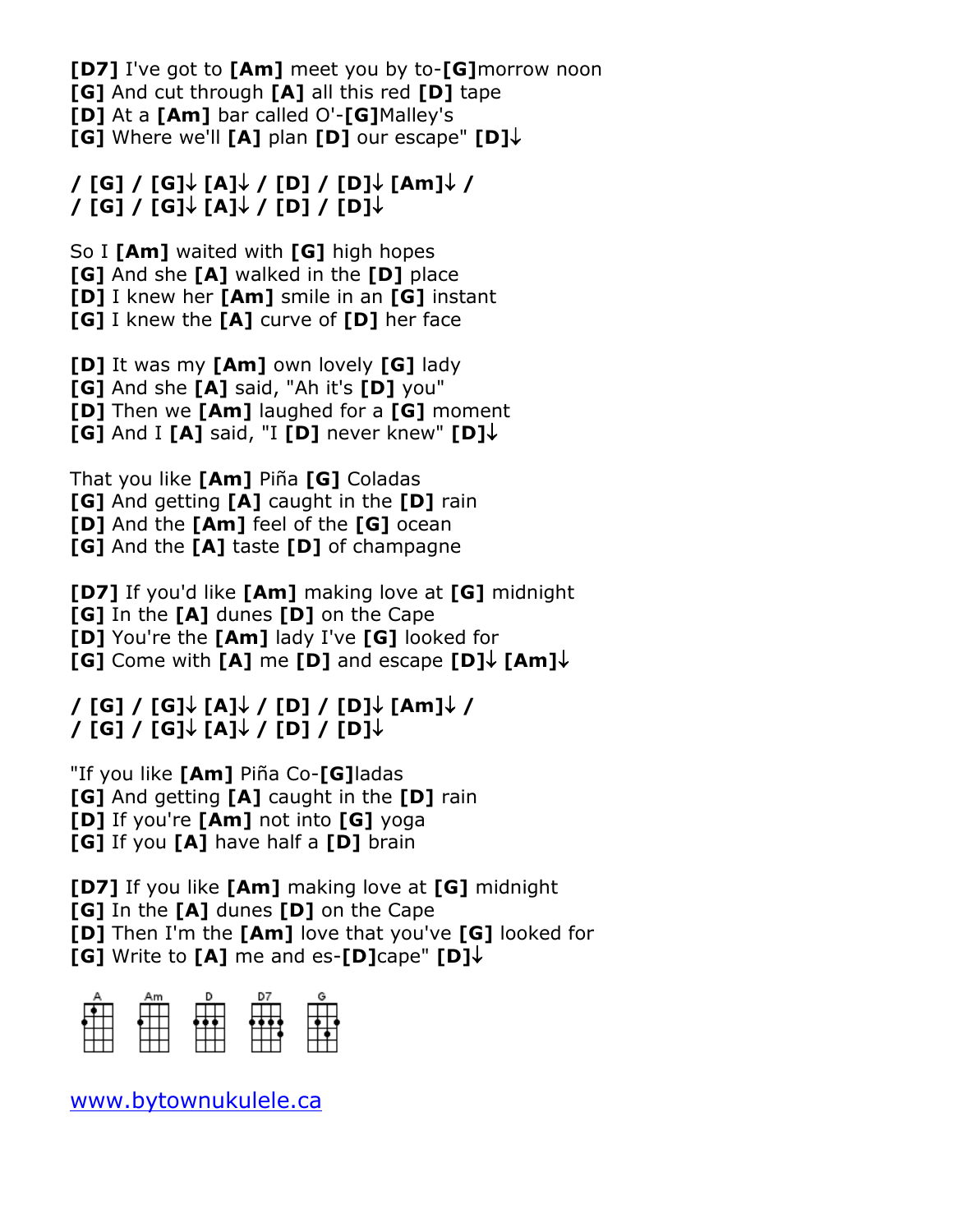**[D7]** I've got to **[Am]** meet you by to-**[G]**morrow noon
**[G]** And cut through **[A]** all this red **[D]** tape
**[D]** At a **[Am]** bar called O'-**[G]**Malley's
**[G]** Where we'll **[A]** plan **[D]** our escape" **[D]↓**

**/ [G] / [G]↓ [A]↓ / [D] / [D]↓ [Am]↓ /**
**/ [G] / [G]↓ [A]↓ / [D] / [D]↓**

So I **[Am]** waited with **[G]** high hopes
**[G]** And she **[A]** walked in the **[D]** place
**[D]** I knew her **[Am]** smile in an **[G]** instant
**[G]** I knew the **[A]** curve of **[D]** her face

**[D]** It was my **[Am]** own lovely **[G]** lady
**[G]** And she **[A]** said, "Ah it's **[D]** you"
**[D]** Then we **[Am]** laughed for a **[G]** moment
**[G]** And I **[A]** said, "I **[D]** never knew" **[D]↓**

That you like **[Am]** Piña **[G]** Coladas
**[G]** And getting **[A]** caught in the **[D]** rain
**[D]** And the **[Am]** feel of the **[G]** ocean
**[G]** And the **[A]** taste **[D]** of champagne

**[D7]** If you'd like **[Am]** making love at **[G]** midnight
**[G]** In the **[A]** dunes **[D]** on the Cape
**[D]** You're the **[Am]** lady I've **[G]** looked for
**[G]** Come with **[A]** me **[D]** and escape **[D]↓ [Am]↓**

**/ [G] / [G]↓ [A]↓ / [D] / [D]↓ [Am]↓ /**
**/ [G] / [G]↓ [A]↓ / [D] / [D]↓**

"If you like **[Am]** Piña Co-**[G]**ladas
**[G]** And getting **[A]** caught in the **[D]** rain
**[D]** If you're **[Am]** not into **[G]** yoga
**[G]** If you **[A]** have half a **[D]** brain

**[D7]** If you like **[Am]** making love at **[G]** midnight
**[G]** In the **[A]** dunes **[D]** on the Cape
**[D]** Then I'm the **[Am]** love that you've **[G]** looked for
**[G]** Write to **[A]** me and es-**[D]**cape" **[D]↓**

A Am D D7 G

[www.bytownukulele.ca](http://www.bytownukulele.ca)